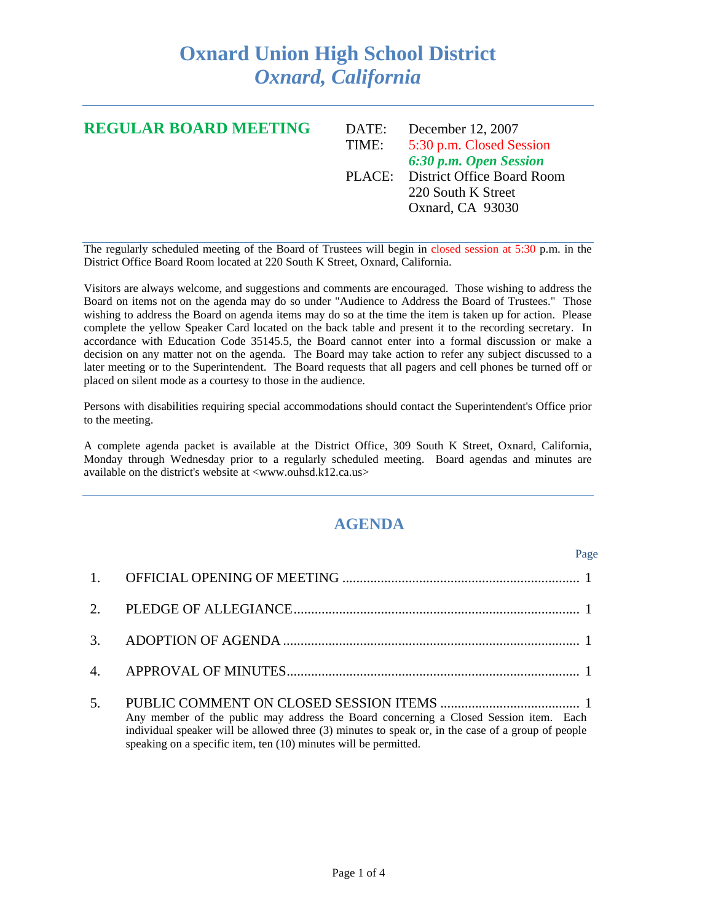# Oxnard Union High School District
## *Oxnard, California*

---

**REGULAR BOARD MEETING**

| | |
|---|---|
| DATE: | December 12, 2007 |
| TIME: | 5:30 p.m. Closed Session |
| | ***6:30 p.m. Open Session*** |
| PLACE: | District Office Board Room |
| | 220 South K Street |
| | Oxnard, CA 93030 |

---

The regularly scheduled meeting of the Board of Trustees will begin in closed session at 5:30 p.m. in the District Office Board Room located at 220 South K Street, Oxnard, California.

Visitors are always welcome, and suggestions and comments are encouraged. Those wishing to address the Board on items not on the agenda may do so under "Audience to Address the Board of Trustees." Those wishing to address the Board on agenda items may do so at the time the item is taken up for action. Please complete the yellow Speaker Card located on the back table and present it to the recording secretary. In accordance with Education Code 35145.5, the Board cannot enter into a formal discussion or make a decision on any matter not on the agenda. The Board may take action to refer any subject discussed to a later meeting or to the Superintendent. The Board requests that all pagers and cell phones be turned off or placed on silent mode as a courtesy to those in the audience.

Persons with disabilities requiring special accommodations should contact the Superintendent's Office prior to the meeting.

A complete agenda packet is available at the District Office, 309 South K Street, Oxnard, California, Monday through Wednesday prior to a regularly scheduled meeting. Board agendas and minutes are available on the district's website at <www.ouhsd.k12.ca.us>

---

## AGENDA

| | | Page |
|---|---|---|
| 1. | OFFICIAL OPENING OF MEETING | 1 |
| 2. | PLEDGE OF ALLEGIANCE | 1 |
| 3. | ADOPTION OF AGENDA | 1 |
| 4. | APPROVAL OF MINUTES | 1 |
| 5. | PUBLIC COMMENT ON CLOSED SESSION ITEMS | 1 |

Any member of the public may address the Board concerning a Closed Session item. Each individual speaker will be allowed three (3) minutes to speak or, in the case of a group of people speaking on a specific item, ten (10) minutes will be permitted.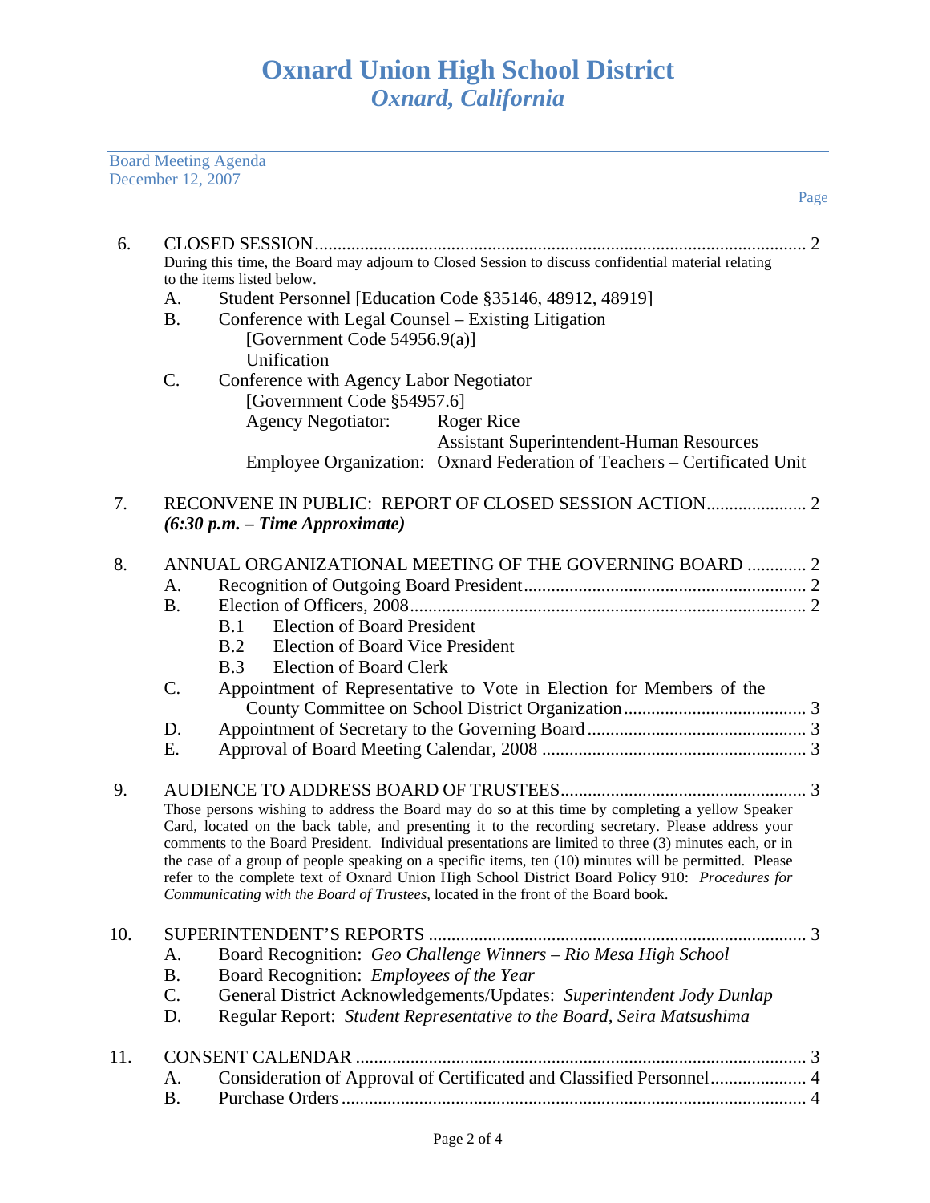# Oxnard Union High School District
*Oxnard, California*

Board Meeting Agenda
December 12, 2007

Page

6. CLOSED SESSION .......... 2
   During this time, the Board may adjourn to Closed Session to discuss confidential material relating to the items listed below.
   - A. Student Personnel [Education Code §35146, 48912, 48919]
   - B. Conference with Legal Counsel – Existing Litigation
     [Government Code 54956.9(a)]
     Unification
   - C. Conference with Agency Labor Negotiator
     [Government Code §54957.6]
     Agency Negotiator: Roger Rice
     Assistant Superintendent-Human Resources
     Employee Organization: Oxnard Federation of Teachers – Certificated Unit

7. RECONVENE IN PUBLIC: REPORT OF CLOSED SESSION ACTION .......... 2
   ***(6:30 p.m. – Time Approximate)***

8. ANNUAL ORGANIZATIONAL MEETING OF THE GOVERNING BOARD .......... 2
   - A. Recognition of Outgoing Board President .......... 2
   - B. Election of Officers, 2008 .......... 2
     - B.1 Election of Board President
     - B.2 Election of Board Vice President
     - B.3 Election of Board Clerk
   - C. Appointment of Representative to Vote in Election for Members of the County Committee on School District Organization .......... 3
   - D. Appointment of Secretary to the Governing Board .......... 3
   - E. Approval of Board Meeting Calendar, 2008 .......... 3

9. AUDIENCE TO ADDRESS BOARD OF TRUSTEES .......... 3
   Those persons wishing to address the Board may do so at this time by completing a yellow Speaker Card, located on the back table, and presenting it to the recording secretary. Please address your comments to the Board President. Individual presentations are limited to three (3) minutes each, or in the case of a group of people speaking on a specific items, ten (10) minutes will be permitted. Please refer to the complete text of Oxnard Union High School District Board Policy 910: *Procedures for Communicating with the Board of Trustees*, located in the front of the Board book.

10. SUPERINTENDENT'S REPORTS .......... 3
    - A. Board Recognition: *Geo Challenge Winners – Rio Mesa High School*
    - B. Board Recognition: *Employees of the Year*
    - C. General District Acknowledgements/Updates: *Superintendent Jody Dunlap*
    - D. Regular Report: *Student Representative to the Board, Seira Matsushima*

11. CONSENT CALENDAR .......... 3
    - A. Consideration of Approval of Certificated and Classified Personnel .......... 4
    - B. Purchase Orders .......... 4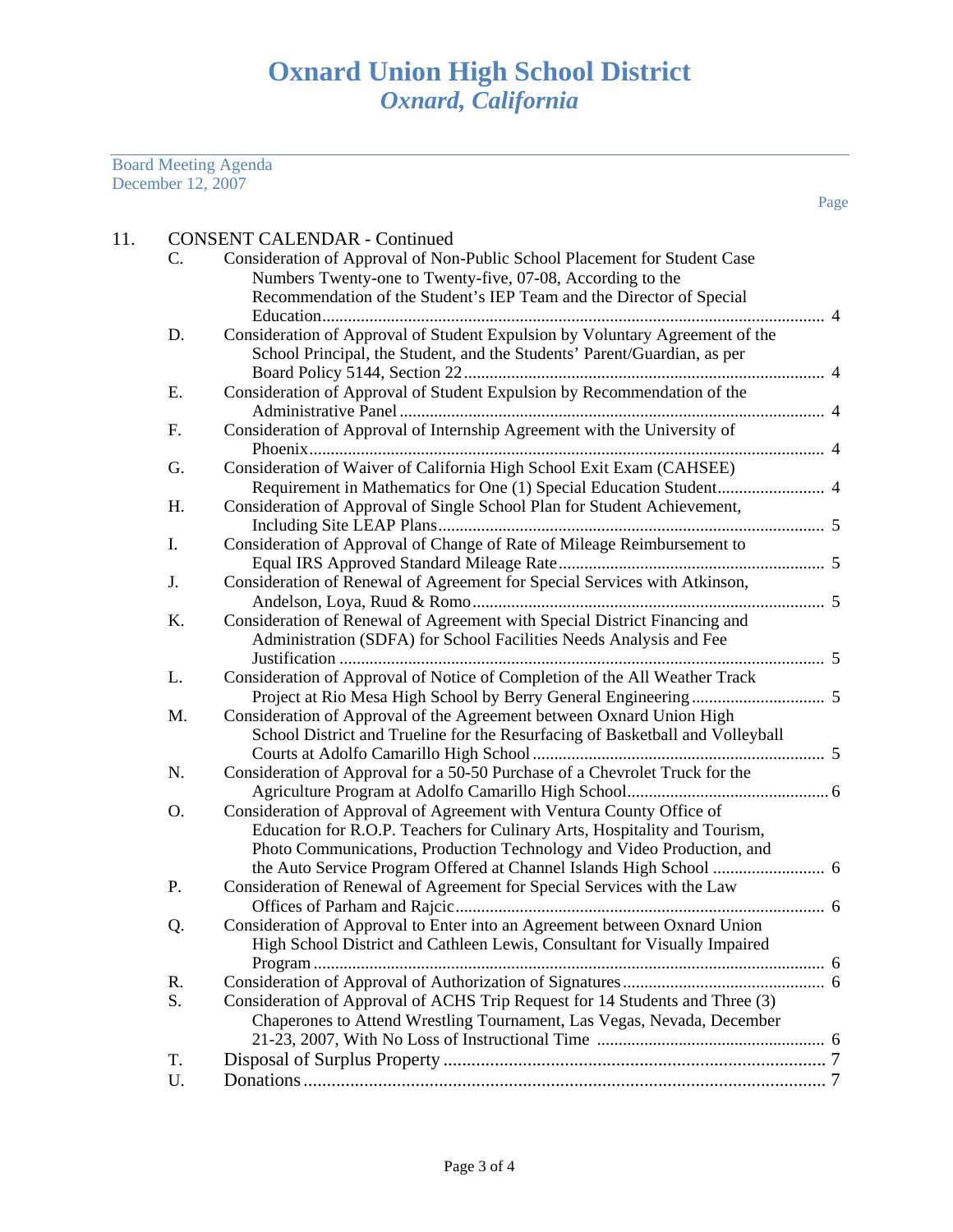# Oxnard Union High School District
## *Oxnard, California*

Board Meeting Agenda
December 12, 2007

Page

11. CONSENT CALENDAR - Continued

C. Consideration of Approval of Non-Public School Placement for Student Case Numbers Twenty-one to Twenty-five, 07-08, According to the Recommendation of the Student's IEP Team and the Director of Special Education ........ 4

D. Consideration of Approval of Student Expulsion by Voluntary Agreement of the School Principal, the Student, and the Students' Parent/Guardian, as per Board Policy 5144, Section 22 ........ 4

E. Consideration of Approval of Student Expulsion by Recommendation of the Administrative Panel ........ 4

F. Consideration of Approval of Internship Agreement with the University of Phoenix ........ 4

G. Consideration of Waiver of California High School Exit Exam (CAHSEE) Requirement in Mathematics for One (1) Special Education Student ........ 4

H. Consideration of Approval of Single School Plan for Student Achievement, Including Site LEAP Plans ........ 5

I. Consideration of Approval of Change of Rate of Mileage Reimbursement to Equal IRS Approved Standard Mileage Rate ........ 5

J. Consideration of Renewal of Agreement for Special Services with Atkinson, Andelson, Loya, Ruud & Romo ........ 5

K. Consideration of Renewal of Agreement with Special District Financing and Administration (SDFA) for School Facilities Needs Analysis and Fee Justification ........ 5

L. Consideration of Approval of Notice of Completion of the All Weather Track Project at Rio Mesa High School by Berry General Engineering ........ 5

M. Consideration of Approval of the Agreement between Oxnard Union High School District and Trueline for the Resurfacing of Basketball and Volleyball Courts at Adolfo Camarillo High School ........ 5

N. Consideration of Approval for a 50-50 Purchase of a Chevrolet Truck for the Agriculture Program at Adolfo Camarillo High School ........ 6

O. Consideration of Approval of Agreement with Ventura County Office of Education for R.O.P. Teachers for Culinary Arts, Hospitality and Tourism, Photo Communications, Production Technology and Video Production, and the Auto Service Program Offered at Channel Islands High School ........ 6

P. Consideration of Renewal of Agreement for Special Services with the Law Offices of Parham and Rajcic ........ 6

Q. Consideration of Approval to Enter into an Agreement between Oxnard Union High School District and Cathleen Lewis, Consultant for Visually Impaired Program ........ 6

R. Consideration of Approval of Authorization of Signatures ........ 6

S. Consideration of Approval of ACHS Trip Request for 14 Students and Three (3) Chaperones to Attend Wrestling Tournament, Las Vegas, Nevada, December 21-23, 2007, With No Loss of Instructional Time ........ 6

T. Disposal of Surplus Property ........ 7

U. Donations ........ 7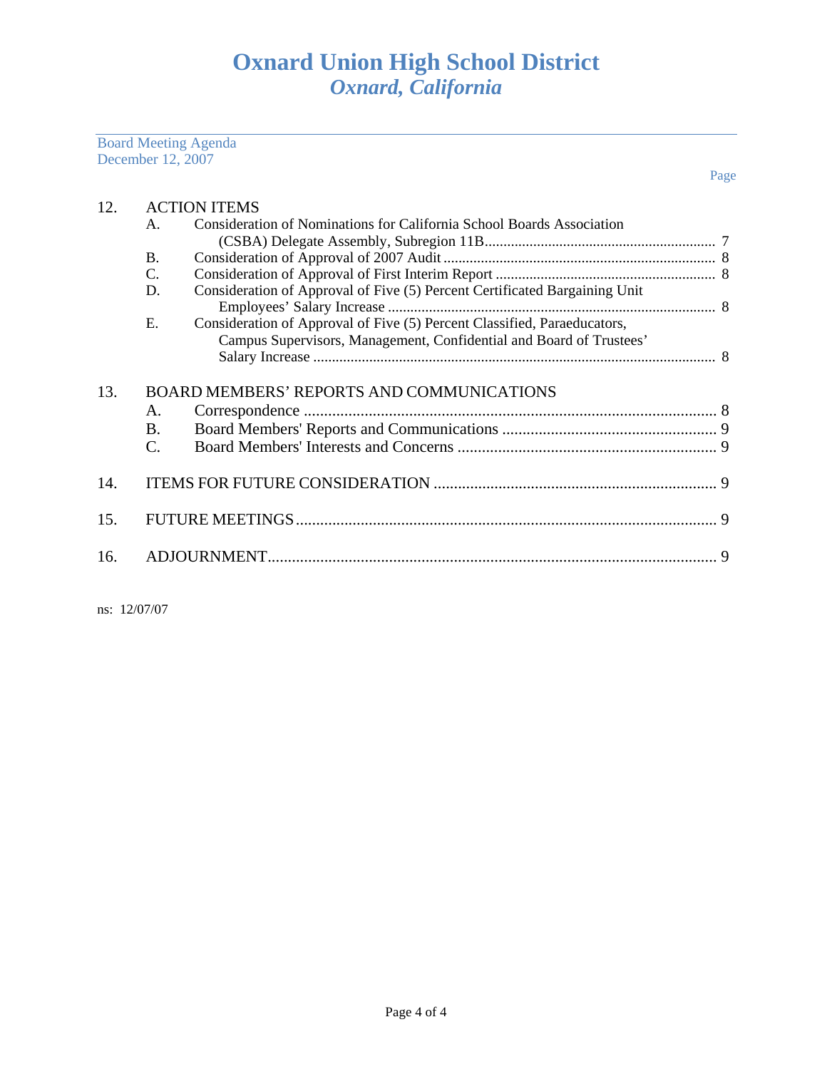# Oxnard Union High School District
## *Oxnard, California*

Board Meeting Agenda
December 12, 2007

Page

12. ACTION ITEMS
    - A. Consideration of Nominations for California School Boards Association (CSBA) Delegate Assembly, Subregion 11B ............................................................. 7
    - B. Consideration of Approval of 2007 Audit ........................................................................ 8
    - C. Consideration of Approval of First Interim Report .......................................................... 8
    - D. Consideration of Approval of Five (5) Percent Certificated Bargaining Unit Employees' Salary Increase ...................................................................................... 8
    - E. Consideration of Approval of Five (5) Percent Classified, Paraeducators, Campus Supervisors, Management, Confidential and Board of Trustees' Salary Increase .......................................................................................................... 8

13. BOARD MEMBERS' REPORTS AND COMMUNICATIONS
    - A. Correspondence ....................................................................................................... 8
    - B. Board Members' Reports and Communications ..................................................... 9
    - C. Board Members' Interests and Concerns ................................................................ 9

14. ITEMS FOR FUTURE CONSIDERATION ....................................................................... 9

15. FUTURE MEETINGS ........................................................................................................ 9

16. ADJOURNMENT ............................................................................................................... 9

ns: 12/07/07